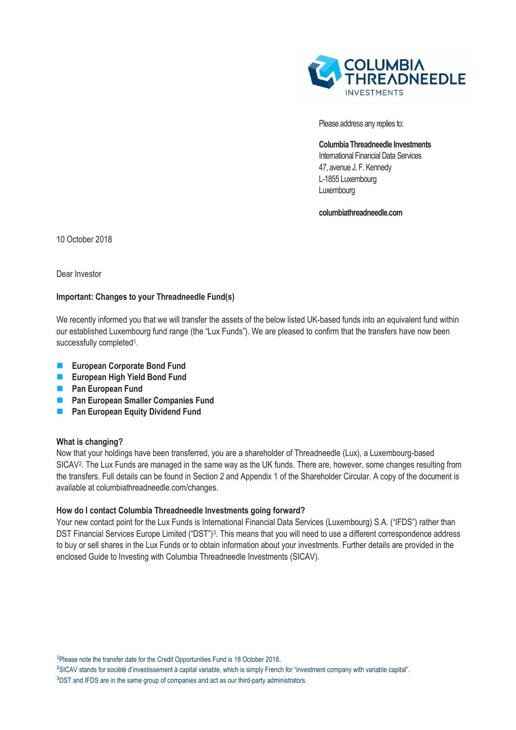Please address any replies to:

**Columbia Threadneedle Investments**
International Financial Data Services
47, avenue J. F. Kennedy
L-1855 Luxembourg
Luxembourg

**columbiathreadneedle.com**

10 October 2018

Dear Investor

**Important: Changes to your Threadneedle Fund(s)**

We recently informed you that we will transfer the assets of the below listed UK-based funds into an equivalent fund within our established Luxembourg fund range (the "Lux Funds"). We are pleased to confirm that the transfers have now been successfully completed[1].

- **European Corporate Bond Fund**
- **European High Yield Bond Fund**
- **Pan European Fund**
- **Pan European Smaller Companies Fund**
- **Pan European Equity Dividend Fund**

**What is changing?**

Now that your holdings have been transferred, you are a shareholder of Threadneedle (Lux), a Luxembourg-based SICAV[2]. The Lux Funds are managed in the same way as the UK funds. There are, however, some changes resulting from the transfers. Full details can be found in Section 2 and Appendix 1 of the Shareholder Circular. A copy of the document is available at columbiathreadneedle.com/changes.

**How do I contact Columbia Threadneedle Investments going forward?**

Your new contact point for the Lux Funds is International Financial Data Services (Luxembourg) S.A. ("IFDS") rather than DST Financial Services Europe Limited ("DST")[3]. This means that you will need to use a different correspondence address to buy or sell shares in the Lux Funds or to obtain information about your investments. Further details are provided in the enclosed Guide to Investing with Columbia Threadneedle Investments (SICAV).

[1]Please note the transfer date for the Credit Opportunities Fund is 18 October 2018.

[2]SICAV stands for société d'investissement à capital variable, which is simply French for "investment company with variable capital".

[3]DST and IFDS are in the same group of companies and act as our third-party administrators.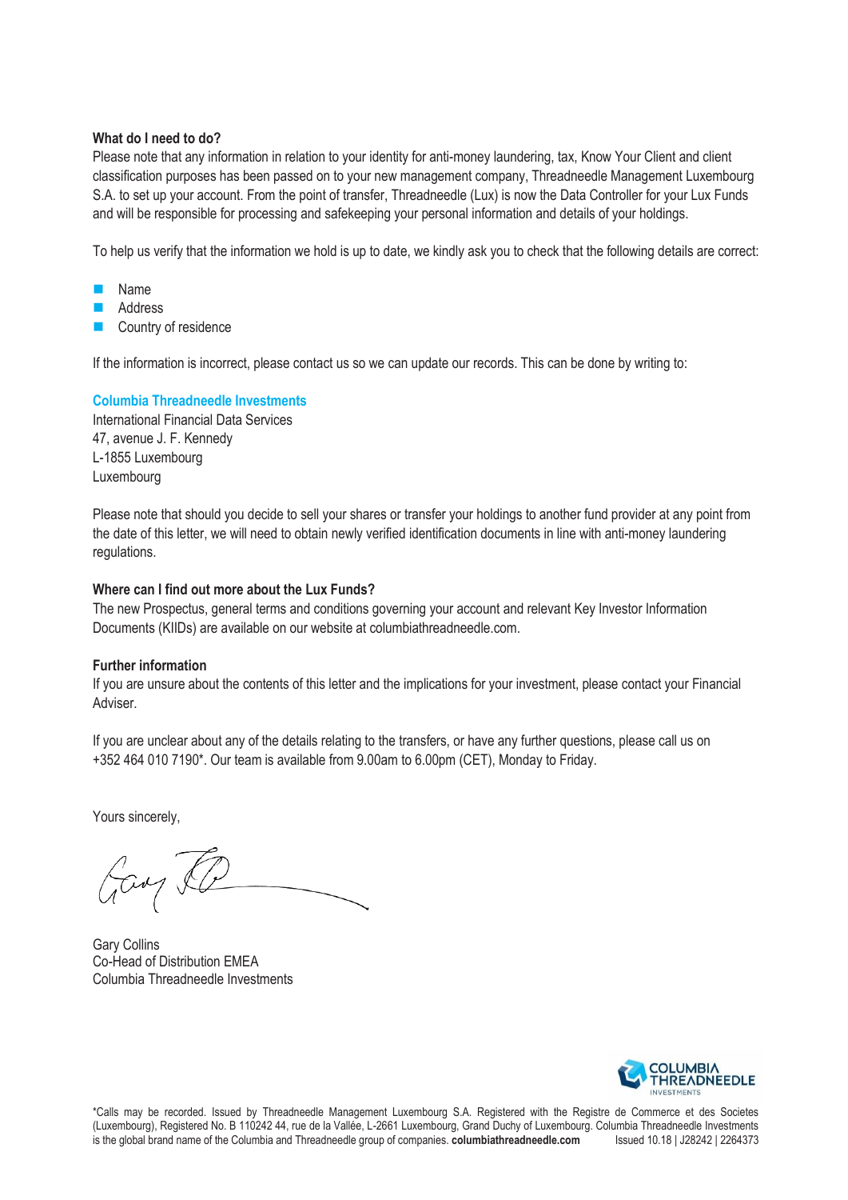**What do I need to do?**

Please note that any information in relation to your identity for anti-money laundering, tax, Know Your Client and client classification purposes has been passed on to your new management company, Threadneedle Management Luxembourg S.A. to set up your account. From the point of transfer, Threadneedle (Lux) is now the Data Controller for your Lux Funds and will be responsible for processing and safekeeping your personal information and details of your holdings.

To help us verify that the information we hold is up to date, we kindly ask you to check that the following details are correct:

- Name
- Address
- Country of residence

If the information is incorrect, please contact us so we can update our records. This can be done by writing to:

**Columbia Threadneedle Investments**
International Financial Data Services
47, avenue J. F. Kennedy
L-1855 Luxembourg
Luxembourg

Please note that should you decide to sell your shares or transfer your holdings to another fund provider at any point from the date of this letter, we will need to obtain newly verified identification documents in line with anti-money laundering regulations.

**Where can I find out more about the Lux Funds?**

The new Prospectus, general terms and conditions governing your account and relevant Key Investor Information Documents (KIIDs) are available on our website at columbiathreadneedle.com.

**Further information**

If you are unsure about the contents of this letter and the implications for your investment, please contact your Financial Adviser.

If you are unclear about any of the details relating to the transfers, or have any further questions, please call us on +352 464 010 7190*. Our team is available from 9.00am to 6.00pm (CET), Monday to Friday.

Yours sincerely,

Gary Collins
Co-Head of Distribution EMEA
Columbia Threadneedle Investments

*Calls may be recorded. Issued by Threadneedle Management Luxembourg S.A. Registered with the Registre de Commerce et des Societes (Luxembourg), Registered No. B 110242 44, rue de la Vallée, L-2661 Luxembourg, Grand Duchy of Luxembourg. Columbia Threadneedle Investments is the global brand name of the Columbia and Threadneedle group of companies. **columbiathreadneedle.com** Issued 10.18 | J28242 | 2264373